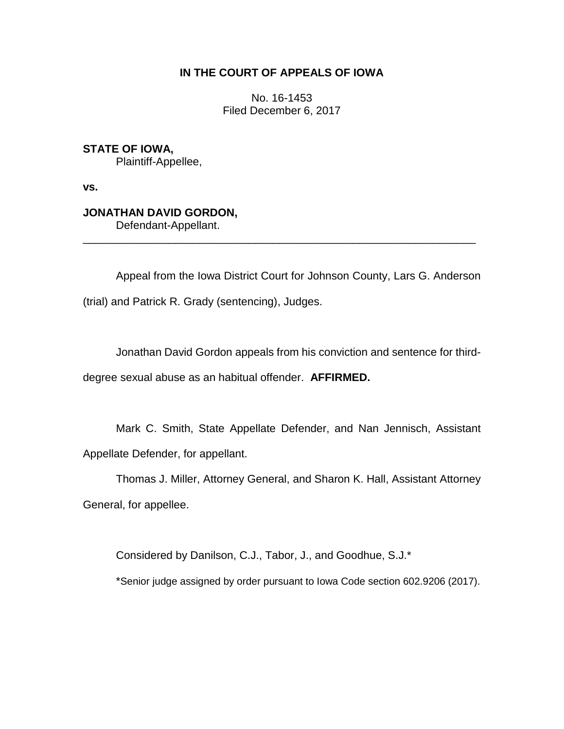**IN THE COURT OF APPEALS OF IOWA**

No. 16-1453
Filed December 6, 2017

**STATE OF IOWA,**
Plaintiff-Appellee,

**vs.**

**JONATHAN DAVID GORDON,**
Defendant-Appellant.

---

Appeal from the Iowa District Court for Johnson County, Lars G. Anderson (trial) and Patrick R. Grady (sentencing), Judges.

Jonathan David Gordon appeals from his conviction and sentence for third-degree sexual abuse as an habitual offender. **AFFIRMED.**

Mark C. Smith, State Appellate Defender, and Nan Jennisch, Assistant Appellate Defender, for appellant.

Thomas J. Miller, Attorney General, and Sharon K. Hall, Assistant Attorney General, for appellee.

Considered by Danilson, C.J., Tabor, J., and Goodhue, S.J.*

*Senior judge assigned by order pursuant to Iowa Code section 602.9206 (2017).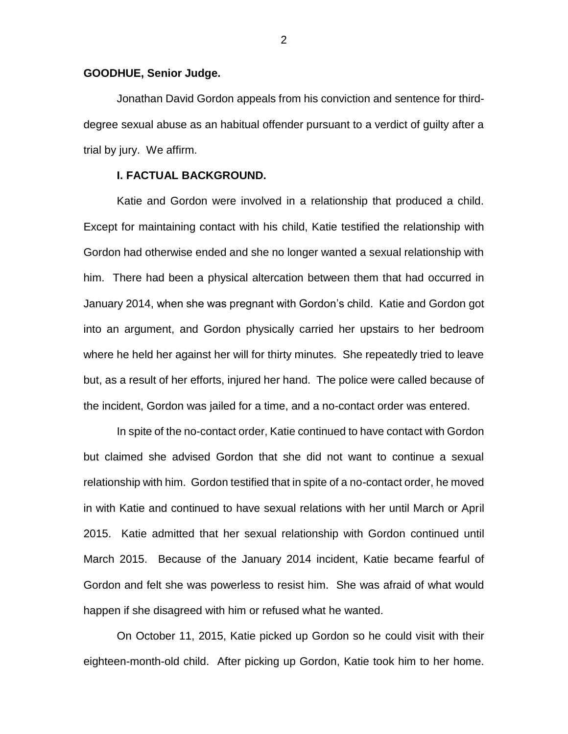**GOODHUE, Senior Judge.**

Jonathan David Gordon appeals from his conviction and sentence for third-degree sexual abuse as an habitual offender pursuant to a verdict of guilty after a trial by jury. We affirm.

**I. FACTUAL BACKGROUND.**

Katie and Gordon were involved in a relationship that produced a child. Except for maintaining contact with his child, Katie testified the relationship with Gordon had otherwise ended and she no longer wanted a sexual relationship with him. There had been a physical altercation between them that had occurred in January 2014, when she was pregnant with Gordon's child. Katie and Gordon got into an argument, and Gordon physically carried her upstairs to her bedroom where he held her against her will for thirty minutes. She repeatedly tried to leave but, as a result of her efforts, injured her hand. The police were called because of the incident, Gordon was jailed for a time, and a no-contact order was entered.

In spite of the no-contact order, Katie continued to have contact with Gordon but claimed she advised Gordon that she did not want to continue a sexual relationship with him. Gordon testified that in spite of a no-contact order, he moved in with Katie and continued to have sexual relations with her until March or April 2015. Katie admitted that her sexual relationship with Gordon continued until March 2015. Because of the January 2014 incident, Katie became fearful of Gordon and felt she was powerless to resist him. She was afraid of what would happen if she disagreed with him or refused what he wanted.

On October 11, 2015, Katie picked up Gordon so he could visit with their eighteen-month-old child. After picking up Gordon, Katie took him to her home.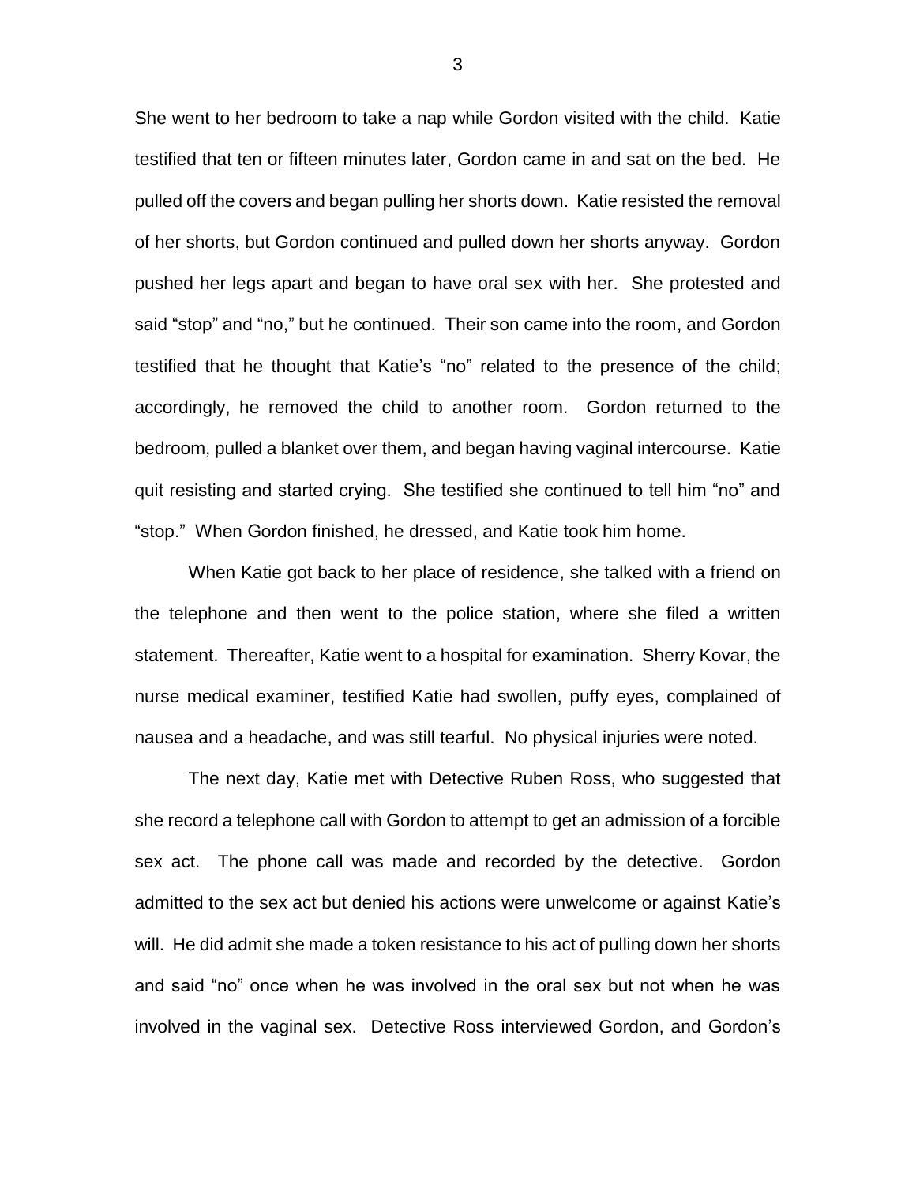She went to her bedroom to take a nap while Gordon visited with the child. Katie testified that ten or fifteen minutes later, Gordon came in and sat on the bed. He pulled off the covers and began pulling her shorts down. Katie resisted the removal of her shorts, but Gordon continued and pulled down her shorts anyway. Gordon pushed her legs apart and began to have oral sex with her. She protested and said "stop" and "no," but he continued. Their son came into the room, and Gordon testified that he thought that Katie's "no" related to the presence of the child; accordingly, he removed the child to another room. Gordon returned to the bedroom, pulled a blanket over them, and began having vaginal intercourse. Katie quit resisting and started crying. She testified she continued to tell him "no" and "stop." When Gordon finished, he dressed, and Katie took him home.

When Katie got back to her place of residence, she talked with a friend on the telephone and then went to the police station, where she filed a written statement. Thereafter, Katie went to a hospital for examination. Sherry Kovar, the nurse medical examiner, testified Katie had swollen, puffy eyes, complained of nausea and a headache, and was still tearful. No physical injuries were noted.

The next day, Katie met with Detective Ruben Ross, who suggested that she record a telephone call with Gordon to attempt to get an admission of a forcible sex act. The phone call was made and recorded by the detective. Gordon admitted to the sex act but denied his actions were unwelcome or against Katie's will. He did admit she made a token resistance to his act of pulling down her shorts and said "no" once when he was involved in the oral sex but not when he was involved in the vaginal sex. Detective Ross interviewed Gordon, and Gordon's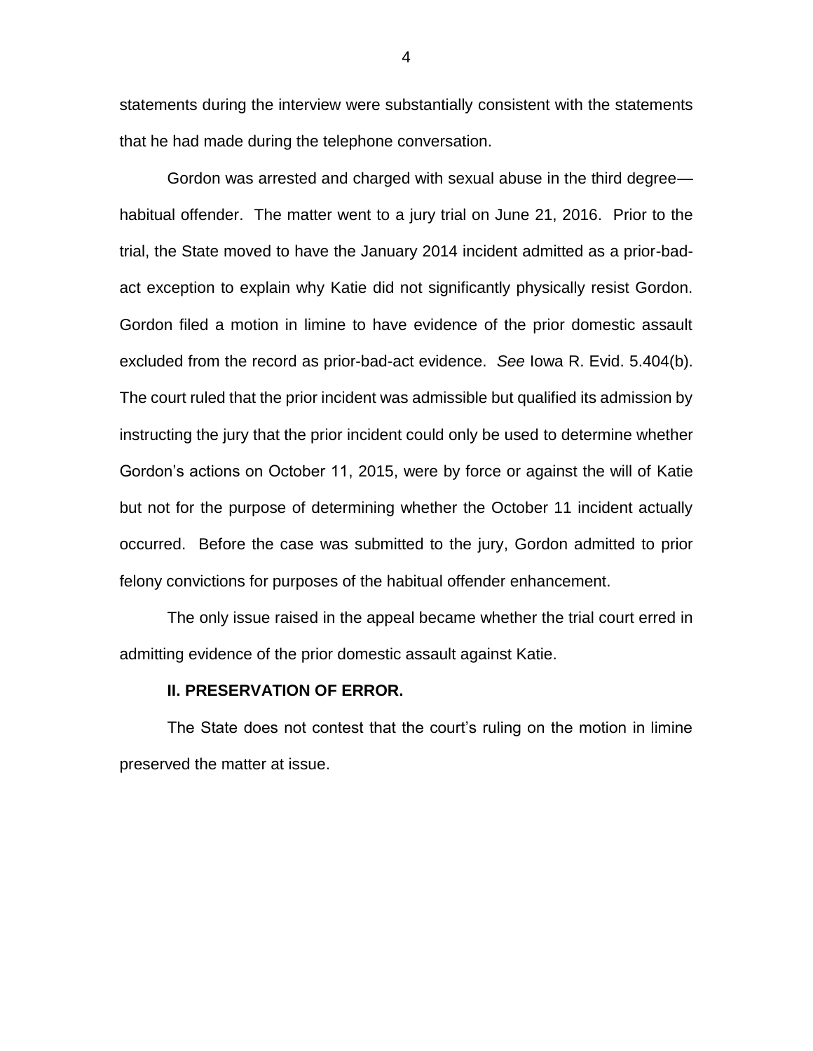statements during the interview were substantially consistent with the statements that he had made during the telephone conversation.

Gordon was arrested and charged with sexual abuse in the third degree—habitual offender. The matter went to a jury trial on June 21, 2016. Prior to the trial, the State moved to have the January 2014 incident admitted as a prior-bad-act exception to explain why Katie did not significantly physically resist Gordon. Gordon filed a motion in limine to have evidence of the prior domestic assault excluded from the record as prior-bad-act evidence. *See* Iowa R. Evid. 5.404(b). The court ruled that the prior incident was admissible but qualified its admission by instructing the jury that the prior incident could only be used to determine whether Gordon's actions on October 11, 2015, were by force or against the will of Katie but not for the purpose of determining whether the October 11 incident actually occurred. Before the case was submitted to the jury, Gordon admitted to prior felony convictions for purposes of the habitual offender enhancement.

The only issue raised in the appeal became whether the trial court erred in admitting evidence of the prior domestic assault against Katie.

**II. PRESERVATION OF ERROR.**

The State does not contest that the court's ruling on the motion in limine preserved the matter at issue.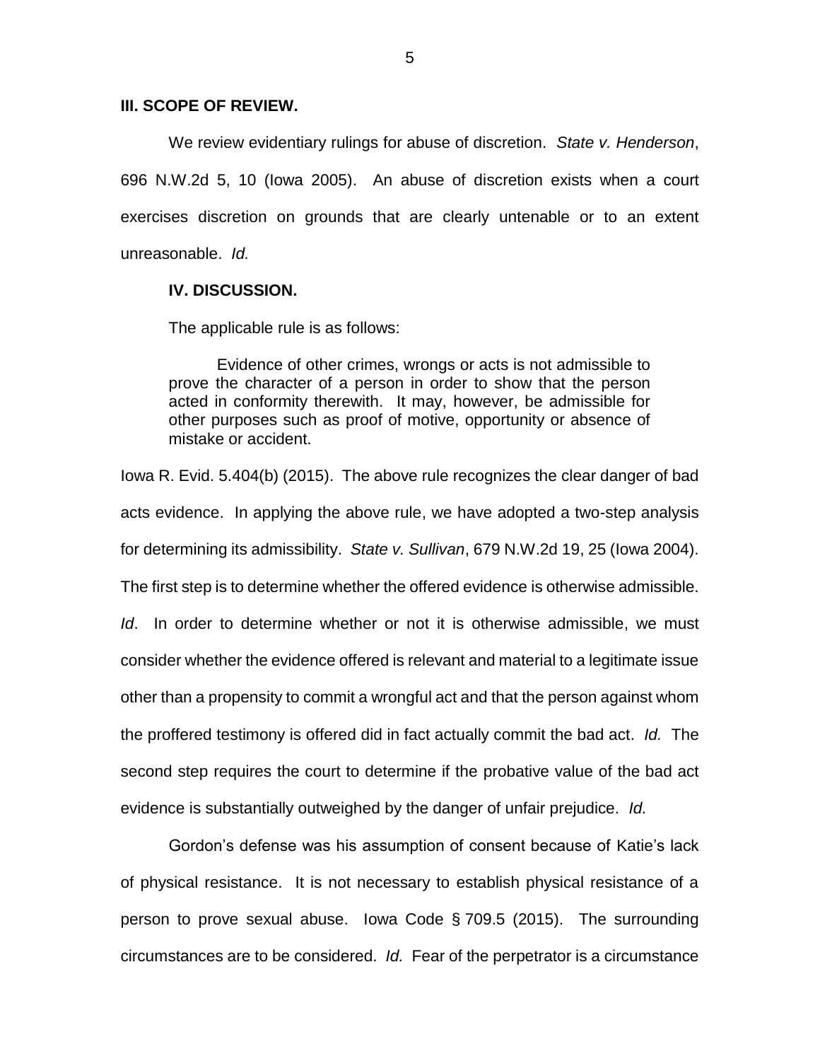## III. SCOPE OF REVIEW.

We review evidentiary rulings for abuse of discretion. *State v. Henderson*, 696 N.W.2d 5, 10 (Iowa 2005). An abuse of discretion exists when a court exercises discretion on grounds that are clearly untenable or to an extent unreasonable. *Id.*

## IV. DISCUSSION.

The applicable rule is as follows:

> Evidence of other crimes, wrongs or acts is not admissible to prove the character of a person in order to show that the person acted in conformity therewith. It may, however, be admissible for other purposes such as proof of motive, opportunity or absence of mistake or accident.

Iowa R. Evid. 5.404(b) (2015). The above rule recognizes the clear danger of bad acts evidence. In applying the above rule, we have adopted a two-step analysis for determining its admissibility. *State v. Sullivan*, 679 N.W.2d 19, 25 (Iowa 2004). The first step is to determine whether the offered evidence is otherwise admissible. *Id*. In order to determine whether or not it is otherwise admissible, we must consider whether the evidence offered is relevant and material to a legitimate issue other than a propensity to commit a wrongful act and that the person against whom the proffered testimony is offered did in fact actually commit the bad act. *Id.* The second step requires the court to determine if the probative value of the bad act evidence is substantially outweighed by the danger of unfair prejudice. *Id.*

Gordon's defense was his assumption of consent because of Katie's lack of physical resistance. It is not necessary to establish physical resistance of a person to prove sexual abuse. Iowa Code § 709.5 (2015). The surrounding circumstances are to be considered. *Id.* Fear of the perpetrator is a circumstance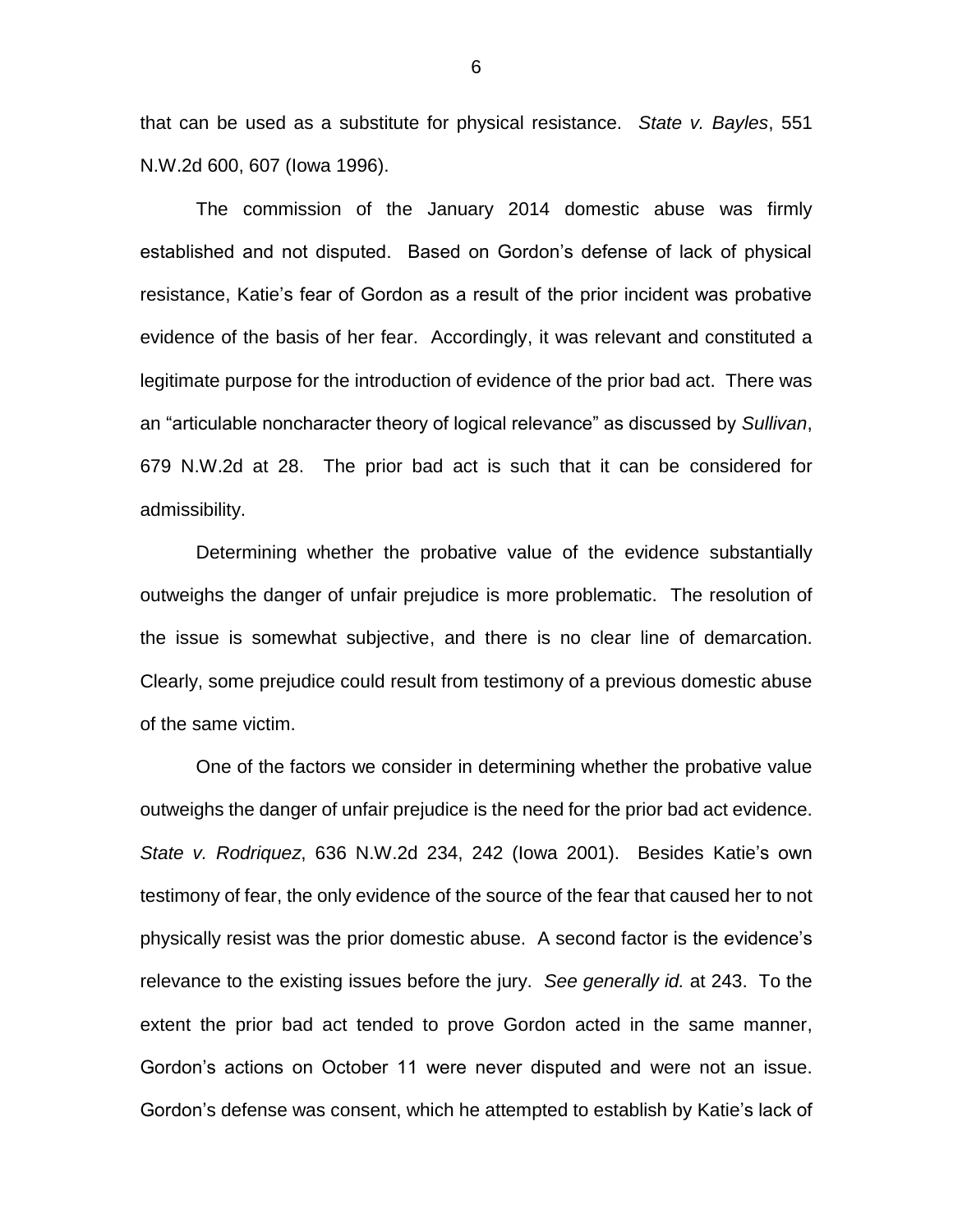that can be used as a substitute for physical resistance. *State v. Bayles*, 551 N.W.2d 600, 607 (Iowa 1996).

The commission of the January 2014 domestic abuse was firmly established and not disputed. Based on Gordon's defense of lack of physical resistance, Katie's fear of Gordon as a result of the prior incident was probative evidence of the basis of her fear. Accordingly, it was relevant and constituted a legitimate purpose for the introduction of evidence of the prior bad act. There was an "articulable noncharacter theory of logical relevance" as discussed by *Sullivan*, 679 N.W.2d at 28. The prior bad act is such that it can be considered for admissibility.

Determining whether the probative value of the evidence substantially outweighs the danger of unfair prejudice is more problematic. The resolution of the issue is somewhat subjective, and there is no clear line of demarcation. Clearly, some prejudice could result from testimony of a previous domestic abuse of the same victim.

One of the factors we consider in determining whether the probative value outweighs the danger of unfair prejudice is the need for the prior bad act evidence. *State v. Rodriquez*, 636 N.W.2d 234, 242 (Iowa 2001). Besides Katie's own testimony of fear, the only evidence of the source of the fear that caused her to not physically resist was the prior domestic abuse. A second factor is the evidence's relevance to the existing issues before the jury. *See generally id.* at 243. To the extent the prior bad act tended to prove Gordon acted in the same manner, Gordon's actions on October 11 were never disputed and were not an issue. Gordon's defense was consent, which he attempted to establish by Katie's lack of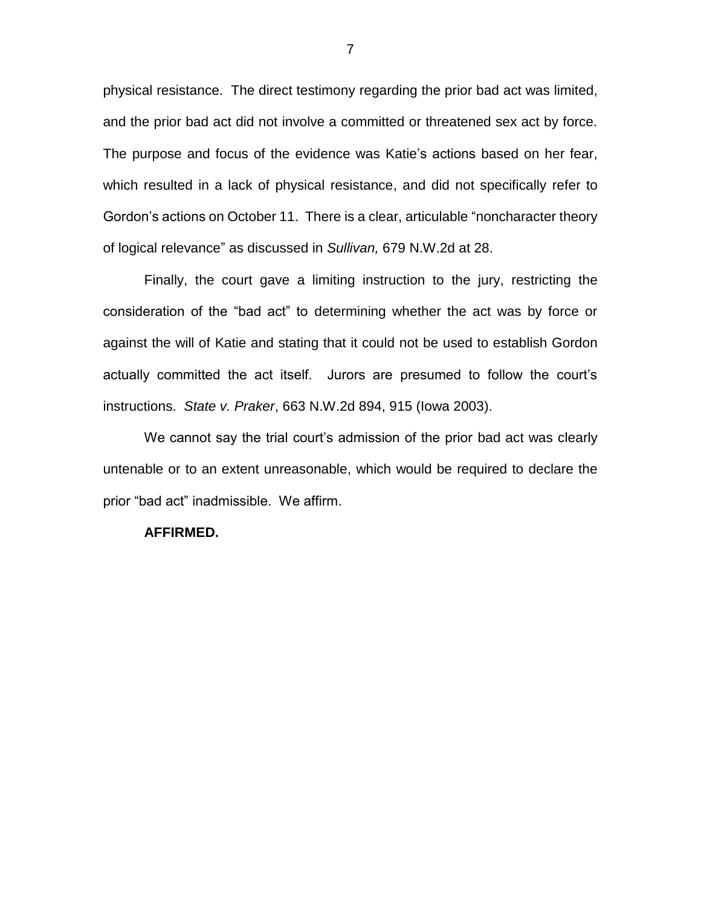physical resistance. The direct testimony regarding the prior bad act was limited, and the prior bad act did not involve a committed or threatened sex act by force. The purpose and focus of the evidence was Katie's actions based on her fear, which resulted in a lack of physical resistance, and did not specifically refer to Gordon's actions on October 11. There is a clear, articulable "noncharacter theory of logical relevance" as discussed in *Sullivan,* 679 N.W.2d at 28.

Finally, the court gave a limiting instruction to the jury, restricting the consideration of the "bad act" to determining whether the act was by force or against the will of Katie and stating that it could not be used to establish Gordon actually committed the act itself. Jurors are presumed to follow the court's instructions. *State v. Praker*, 663 N.W.2d 894, 915 (Iowa 2003).

We cannot say the trial court's admission of the prior bad act was clearly untenable or to an extent unreasonable, which would be required to declare the prior "bad act" inadmissible. We affirm.

**AFFIRMED.**